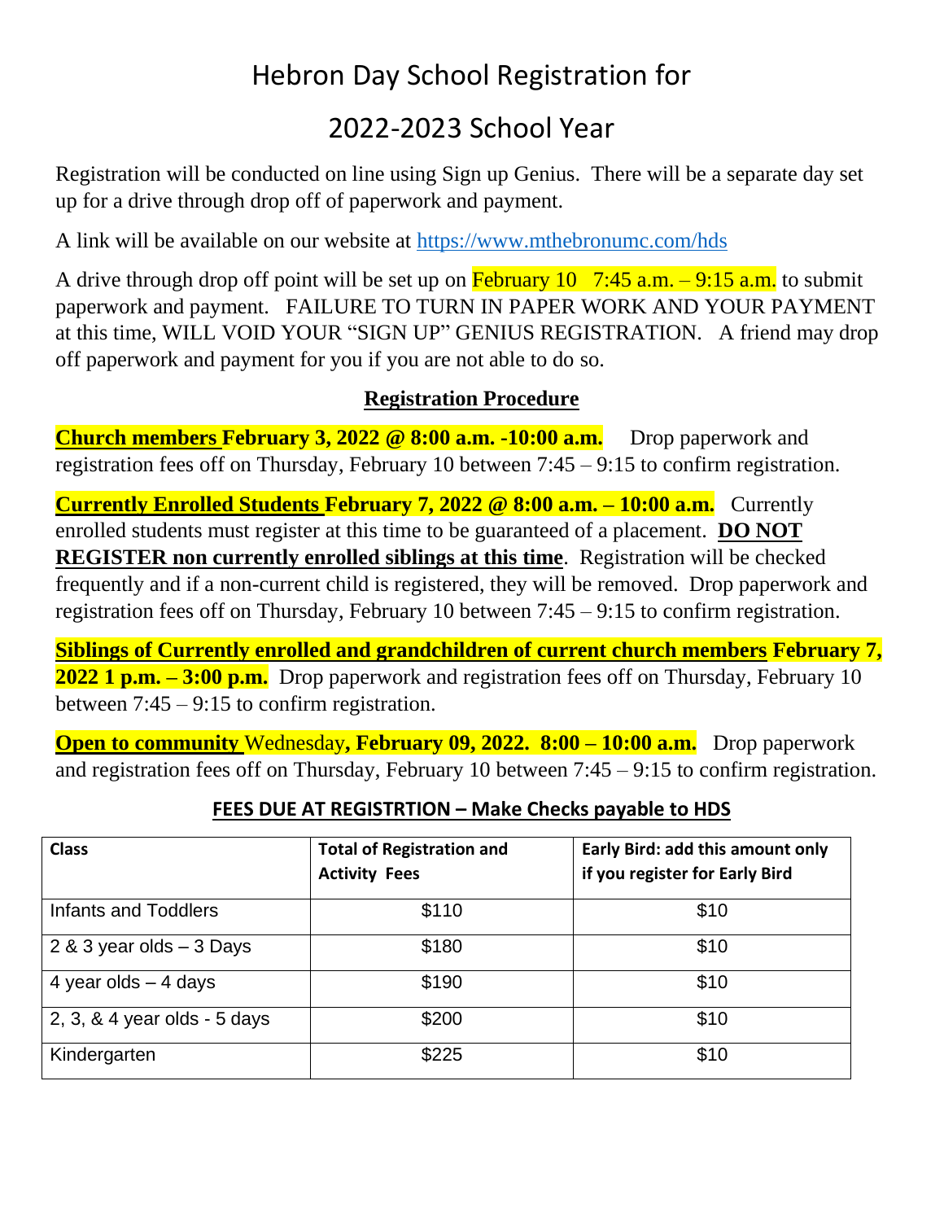# Hebron Day School Registration for

# 2022-2023 School Year

Registration will be conducted on line using Sign up Genius. There will be a separate day set up for a drive through drop off of paperwork and payment.

A link will be available on our website at https://www.mthebronumc.com/hds

A drive through drop off point will be set up on February 10 7:45 a.m. – 9:15 a.m. to submit paperwork and payment. FAILURE TO TURN IN PAPER WORK AND YOUR PAYMENT at this time, WILL VOID YOUR "SIGN UP" GENIUS REGISTRATION. A friend may drop off paperwork and payment for you if you are not able to do so.

## Registration Procedure

**Church members February 3, 2022 @ 8:00 a.m. -10:00 a.m.** Drop paperwork and registration fees off on Thursday, February 10 between 7:45 – 9:15 to confirm registration.

**Currently Enrolled Students February 7, 2022 @ 8:00 a.m. – 10:00 a.m.** Currently enrolled students must register at this time to be guaranteed of a placement. **DO NOT REGISTER non currently enrolled siblings at this time**. Registration will be checked frequently and if a non-current child is registered, they will be removed. Drop paperwork and registration fees off on Thursday, February 10 between 7:45 – 9:15 to confirm registration.

**Siblings of Currently enrolled and grandchildren of current church members February 7, 2022 1 p.m. – 3:00 p.m.** Drop paperwork and registration fees off on Thursday, February 10 between 7:45 – 9:15 to confirm registration.

**Open to community** Wednesday**, February 09, 2022. 8:00 – 10:00 a.m.** Drop paperwork and registration fees off on Thursday, February 10 between 7:45 – 9:15 to confirm registration.

## FEES DUE AT REGISTRTION – Make Checks payable to HDS

| Class | Total of Registration and Activity Fees | Early Bird: add this amount only if you register for Early Bird |
|---|---|---|
| Infants and Toddlers | $110 | $10 |
| 2 & 3 year olds – 3 Days | $180 | $10 |
| 4 year olds – 4 days | $190 | $10 |
| 2, 3, & 4 year olds - 5 days | $200 | $10 |
| Kindergarten | $225 | $10 |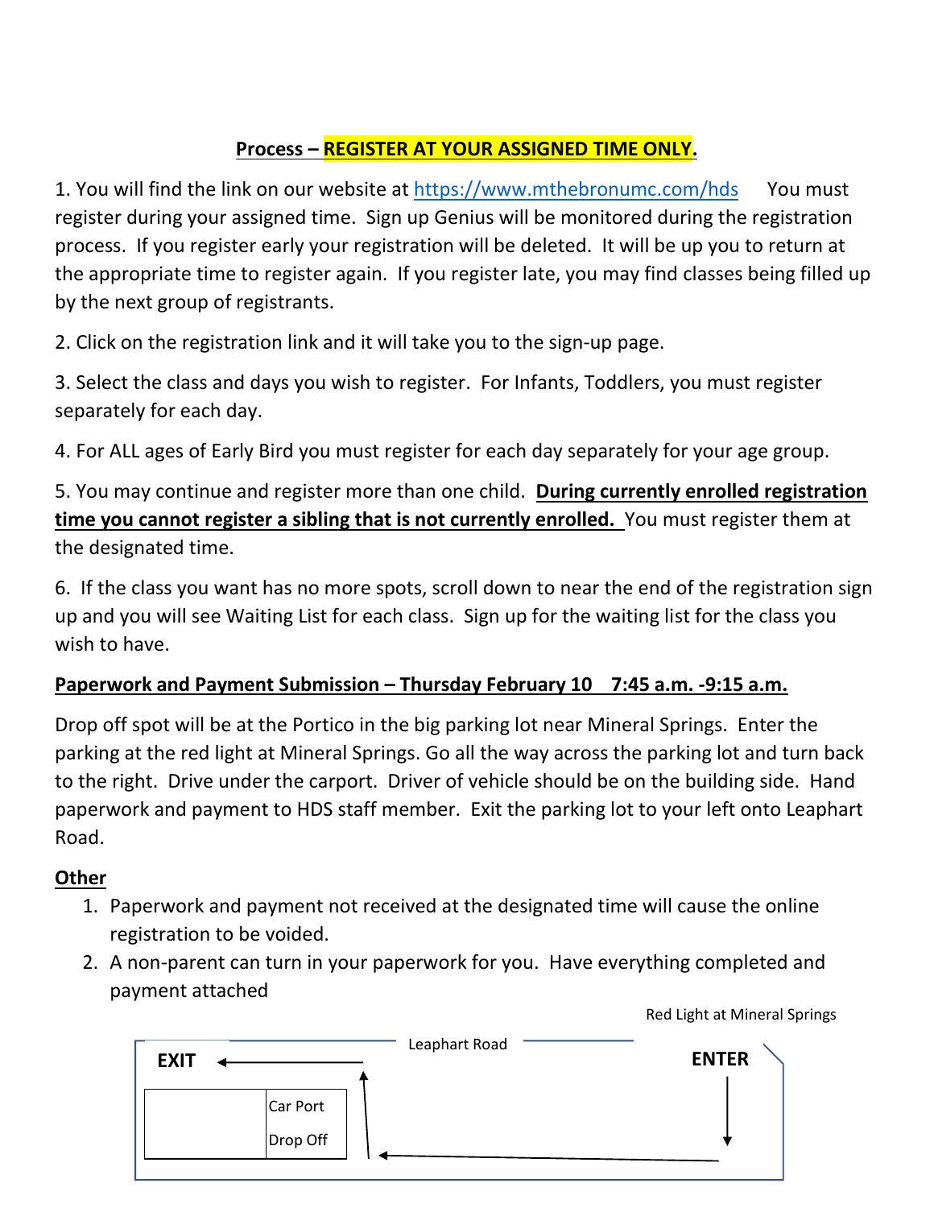**Process – REGISTER AT YOUR ASSIGNED TIME ONLY.**

1. You will find the link on our website at https://www.mthebronumc.com/hds You must register during your assigned time. Sign up Genius will be monitored during the registration process. If you register early your registration will be deleted. It will be up you to return at the appropriate time to register again. If you register late, you may find classes being filled up by the next group of registrants.

2. Click on the registration link and it will take you to the sign-up page.

3. Select the class and days you wish to register. For Infants, Toddlers, you must register separately for each day.

4. For ALL ages of Early Bird you must register for each day separately for your age group.

5. You may continue and register more than one child. **During currently enrolled registration time you cannot register a sibling that is not currently enrolled.** You must register them at the designated time.

6. If the class you want has no more spots, scroll down to near the end of the registration sign up and you will see Waiting List for each class. Sign up for the waiting list for the class you wish to have.

**Paperwork and Payment Submission – Thursday February 10 7:45 a.m. -9:15 a.m.**

Drop off spot will be at the Portico in the big parking lot near Mineral Springs. Enter the parking at the red light at Mineral Springs. Go all the way across the parking lot and turn back to the right. Drive under the carport. Driver of vehicle should be on the building side. Hand paperwork and payment to HDS staff member. Exit the parking lot to your left onto Leaphart Road.

**Other**

1. Paperwork and payment not received at the designated time will cause the online registration to be voided.
2. A non-parent can turn in your paperwork for you. Have everything completed and payment attached

Red Light at Mineral Springs

Leaphart Road

EXIT

ENTER

Car Port

Drop Off